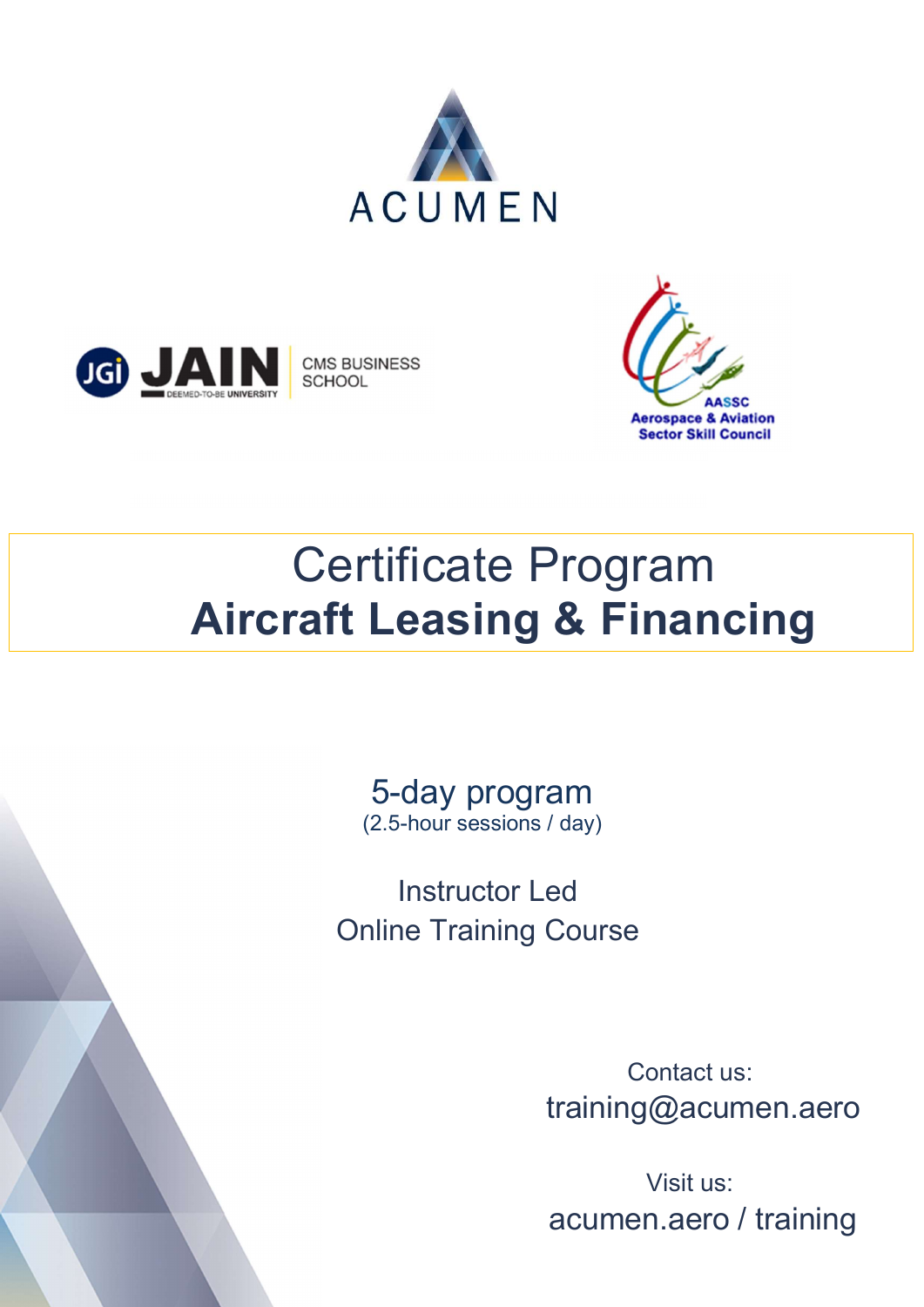ACUMEN

JAIN DEEMED-TO-BE UNIVERSITY | CMS BUSINESS SCHOOL

AASSC Aerospace & Aviation Sector Skill Council

# Certificate Program
# **Aircraft Leasing & Financing**

5-day program
(2.5-hour sessions / day)

Instructor Led
Online Training Course

Contact us:
training@acumen.aero

Visit us:
acumen.aero / training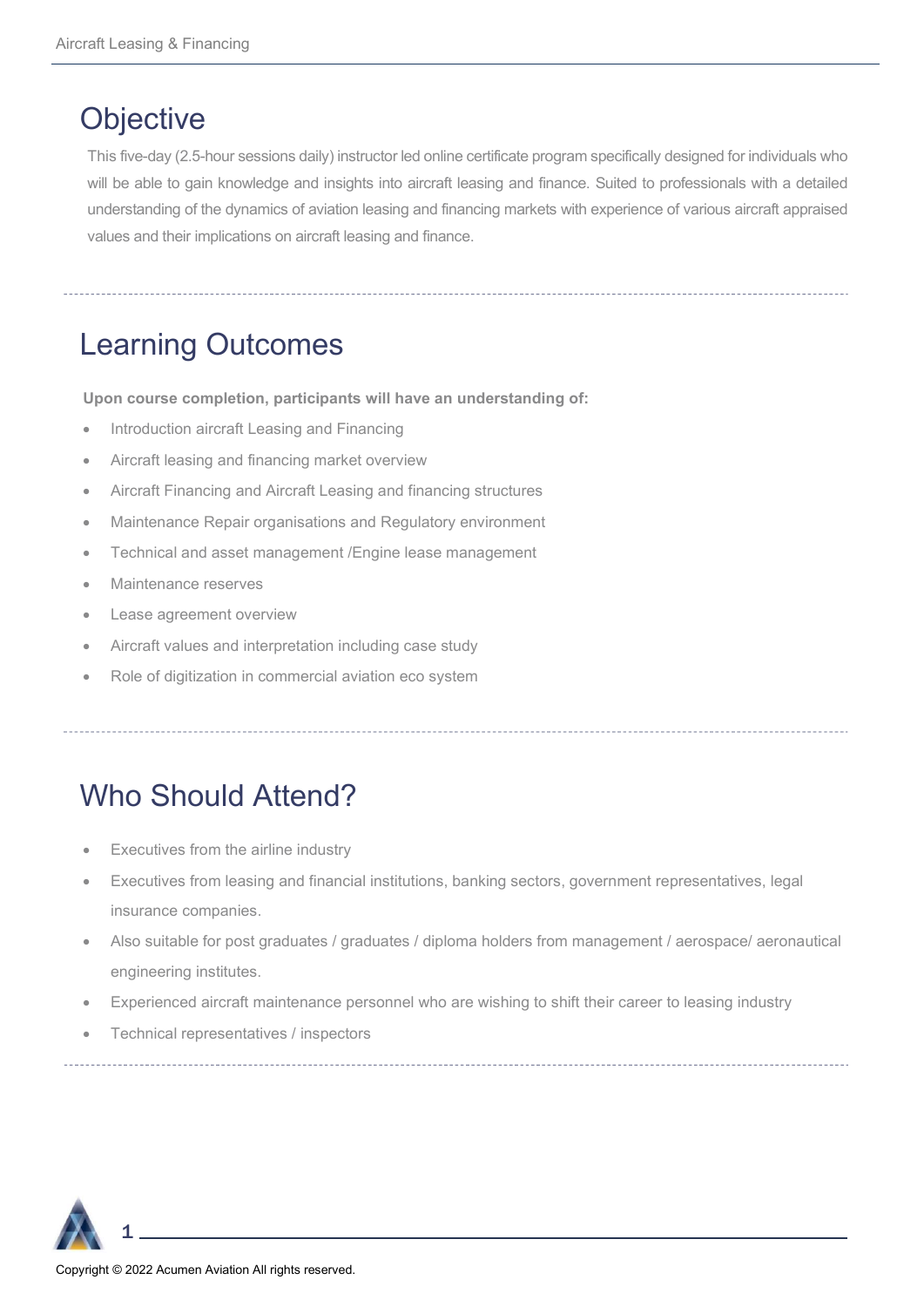# Objective

This five-day (2.5-hour sessions daily) instructor led online certificate program specifically designed for individuals who will be able to gain knowledge and insights into aircraft leasing and finance. Suited to professionals with a detailed understanding of the dynamics of aviation leasing and financing markets with experience of various aircraft appraised values and their implications on aircraft leasing and finance.

# Learning Outcomes

**Upon course completion, participants will have an understanding of:**

- Introduction aircraft Leasing and Financing
- Aircraft leasing and financing market overview
- Aircraft Financing and Aircraft Leasing and financing structures
- Maintenance Repair organisations and Regulatory environment
- Technical and asset management /Engine lease management
- Maintenance reserves
- Lease agreement overview
- Aircraft values and interpretation including case study
- Role of digitization in commercial aviation eco system

# Who Should Attend?

- Executives from the airline industry
- Executives from leasing and financial institutions, banking sectors, government representatives, legal insurance companies.
- Also suitable for post graduates / graduates / diploma holders from management / aerospace/ aeronautical engineering institutes.
- Experienced aircraft maintenance personnel who are wishing to shift their career to leasing industry
- Technical representatives / inspectors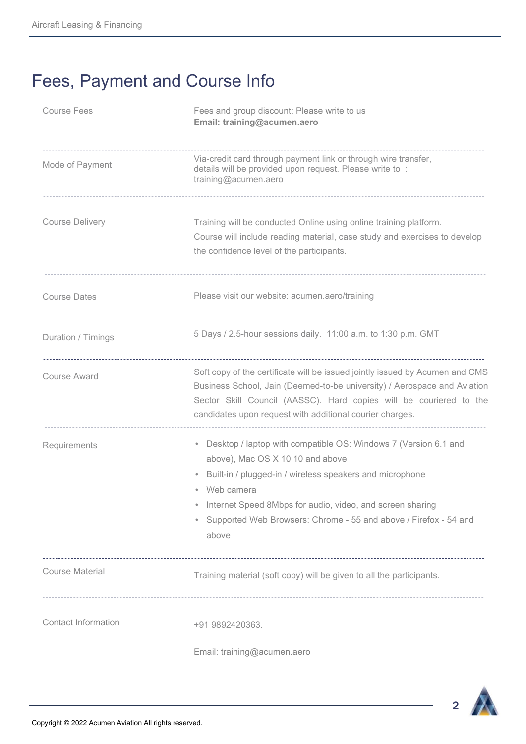# Fees, Payment and Course Info

| | |
|---|---|
| Course Fees | Fees and group discount: Please write to us<br>**Email: training@acumen.aero** |
| Mode of Payment | Via-credit card through payment link or through wire transfer, details will be provided upon request. Please write to : training@acumen.aero |
| Course Delivery | Training will be conducted Online using online training platform.<br>Course will include reading material, case study and exercises to develop the confidence level of the participants. |
| Course Dates | Please visit our website: acumen.aero/training |
| Duration / Timings | 5 Days / 2.5-hour sessions daily. 11:00 a.m. to 1:30 p.m. GMT |
| Course Award | Soft copy of the certificate will be issued jointly issued by Acumen and CMS Business School, Jain (Deemed-to-be university) / Aerospace and Aviation Sector Skill Council (AASSC). Hard copies will be couriered to the candidates upon request with additional courier charges. |
| Requirements | • Desktop / laptop with compatible OS: Windows 7 (Version 6.1 and above), Mac OS X 10.10 and above<br>• Built-in / plugged-in / wireless speakers and microphone<br>• Web camera<br>• Internet Speed 8Mbps for audio, video, and screen sharing<br>• Supported Web Browsers: Chrome - 55 and above / Firefox - 54 and above |
| Course Material | Training material (soft copy) will be given to all the participants. |
| Contact Information | +91 9892420363.<br><br>Email: training@acumen.aero |

Copyright © 2022 Acumen Aviation All rights reserved.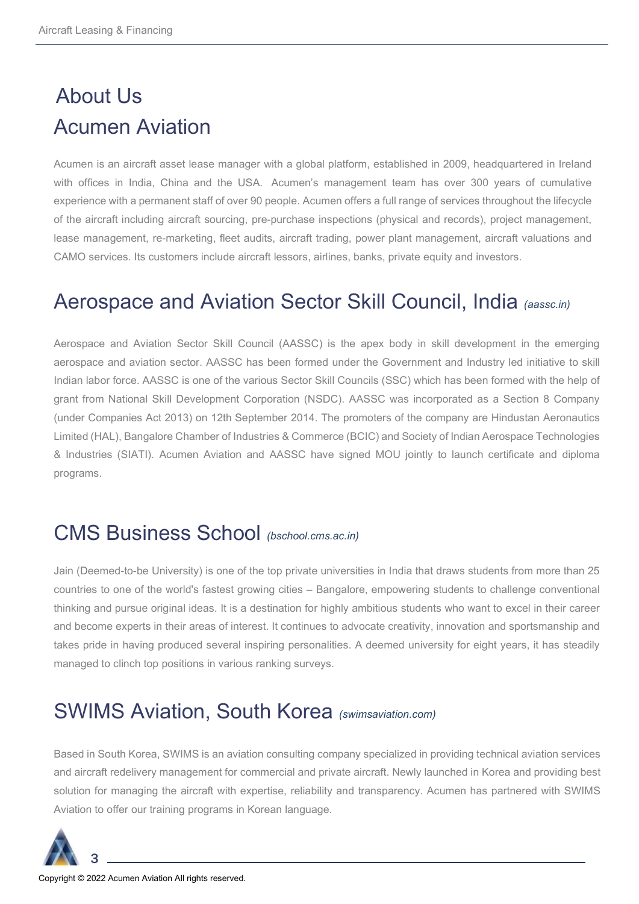# About Us

## Acumen Aviation

Acumen is an aircraft asset lease manager with a global platform, established in 2009, headquartered in Ireland with offices in India, China and the USA. Acumen's management team has over 300 years of cumulative experience with a permanent staff of over 90 people. Acumen offers a full range of services throughout the lifecycle of the aircraft including aircraft sourcing, pre-purchase inspections (physical and records), project management, lease management, re-marketing, fleet audits, aircraft trading, power plant management, aircraft valuations and CAMO services. Its customers include aircraft lessors, airlines, banks, private equity and investors.

## Aerospace and Aviation Sector Skill Council, India *(aassc.in)*

Aerospace and Aviation Sector Skill Council (AASSC) is the apex body in skill development in the emerging aerospace and aviation sector. AASSC has been formed under the Government and Industry led initiative to skill Indian labor force. AASSC is one of the various Sector Skill Councils (SSC) which has been formed with the help of grant from National Skill Development Corporation (NSDC). AASSC was incorporated as a Section 8 Company (under Companies Act 2013) on 12th September 2014. The promoters of the company are Hindustan Aeronautics Limited (HAL), Bangalore Chamber of Industries & Commerce (BCIC) and Society of Indian Aerospace Technologies & Industries (SIATI). Acumen Aviation and AASSC have signed MOU jointly to launch certificate and diploma programs.

## CMS Business School *(bschool.cms.ac.in)*

Jain (Deemed-to-be University) is one of the top private universities in India that draws students from more than 25 countries to one of the world's fastest growing cities – Bangalore, empowering students to challenge conventional thinking and pursue original ideas. It is a destination for highly ambitious students who want to excel in their career and become experts in their areas of interest. It continues to advocate creativity, innovation and sportsmanship and takes pride in having produced several inspiring personalities. A deemed university for eight years, it has steadily managed to clinch top positions in various ranking surveys.

## SWIMS Aviation, South Korea *(swimsaviation.com)*

Based in South Korea, SWIMS is an aviation consulting company specialized in providing technical aviation services and aircraft redelivery management for commercial and private aircraft. Newly launched in Korea and providing best solution for managing the aircraft with expertise, reliability and transparency. Acumen has partnered with SWIMS Aviation to offer our training programs in Korean language.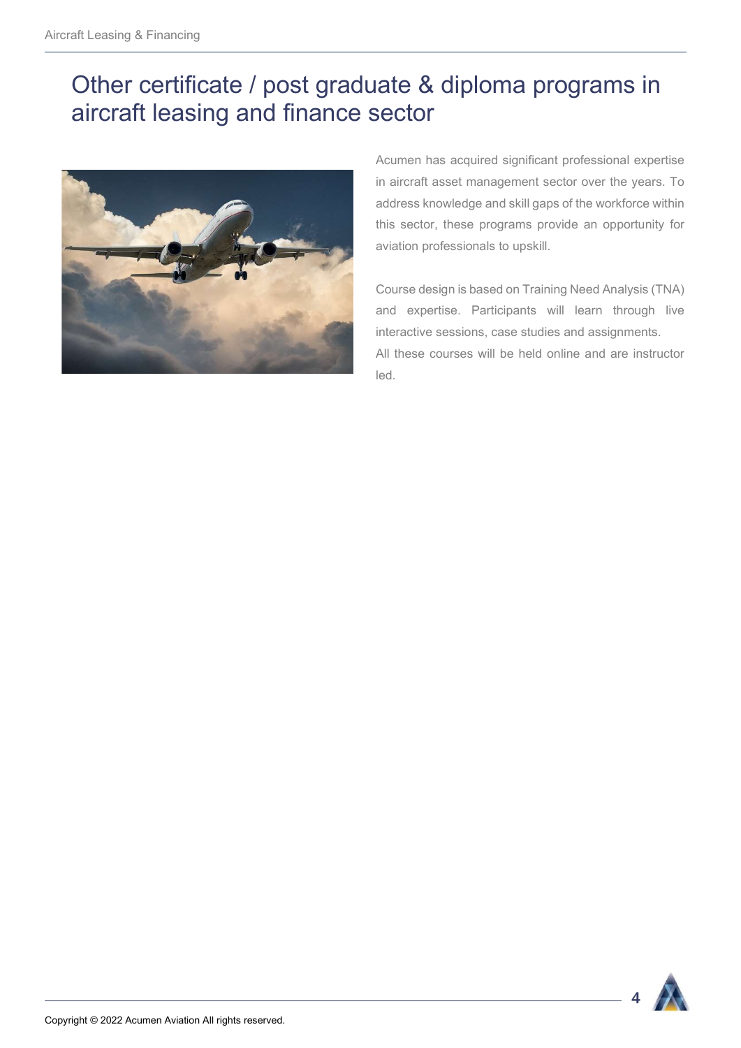# Other certificate / post graduate & diploma programs in aircraft leasing and finance sector

Acumen has acquired significant professional expertise in aircraft asset management sector over the years. To address knowledge and skill gaps of the workforce within this sector, these programs provide an opportunity for aviation professionals to upskill.

Course design is based on Training Need Analysis (TNA) and expertise. Participants will learn through live interactive sessions, case studies and assignments.
All these courses will be held online and are instructor led.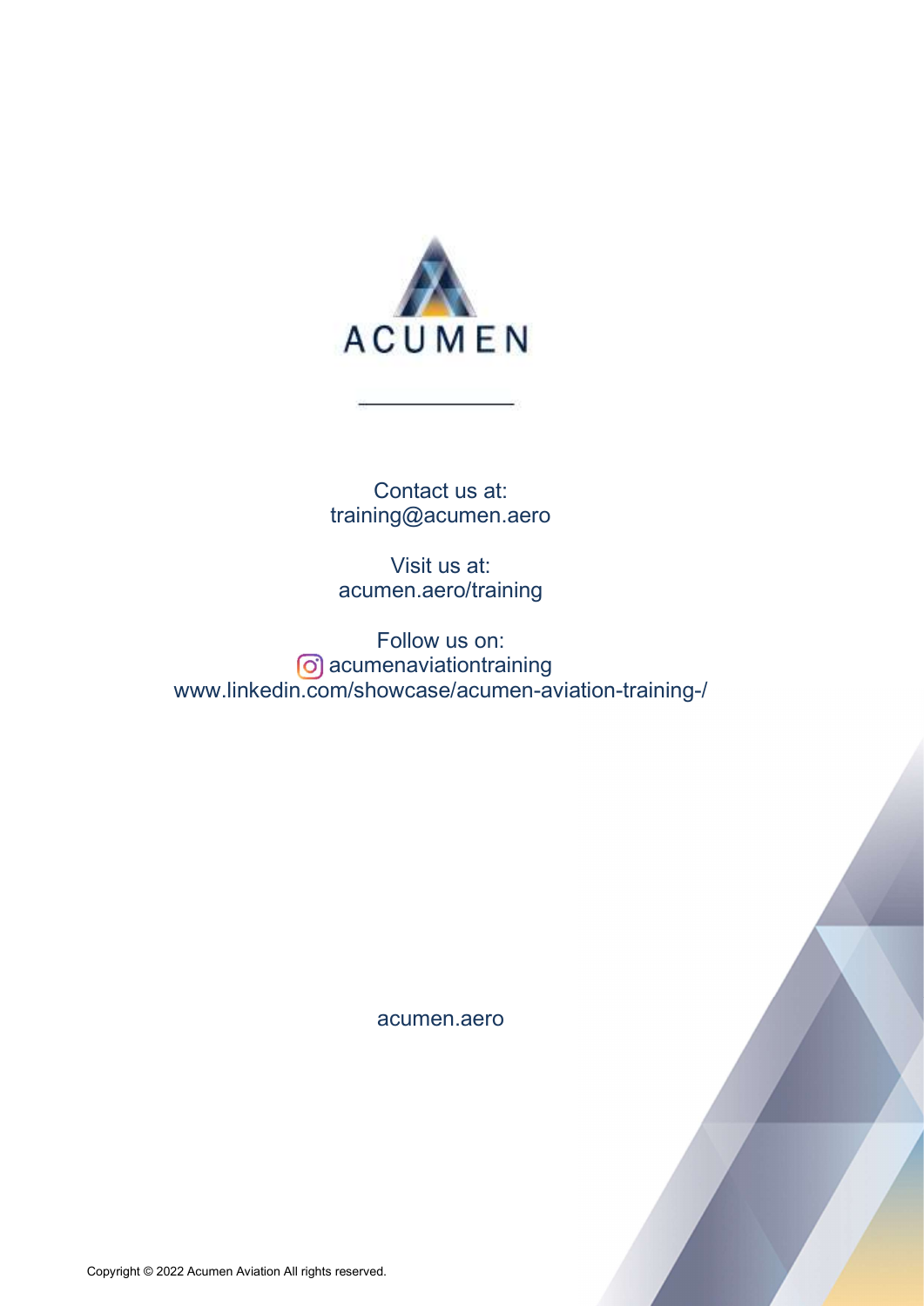ACUMEN

Contact us at:
training@acumen.aero

Visit us at:
acumen.aero/training

Follow us on:
acumenaviationtraining
www.linkedin.com/showcase/acumen-aviation-training-/

acumen.aero

Copyright © 2022 Acumen Aviation All rights reserved.